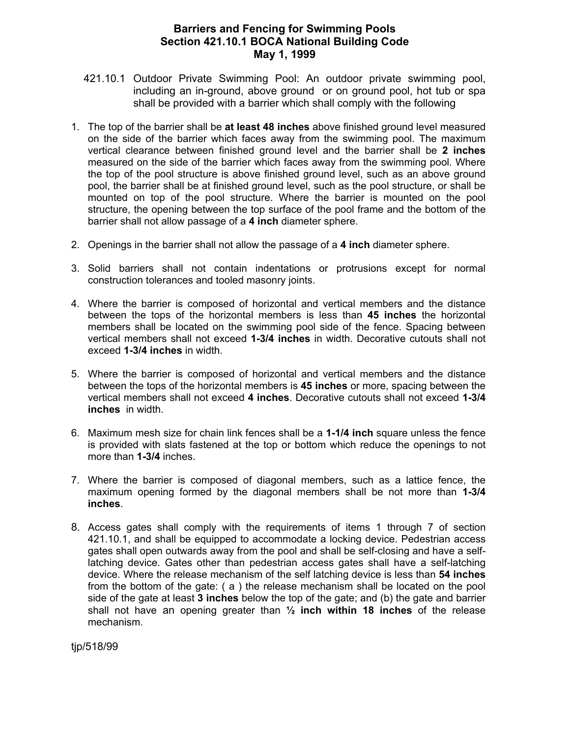# Barriers and Fencing for Swimming Pools
## Section 421.10.1 BOCA National Building Code
## May 1, 1999

421.10.1 Outdoor Private Swimming Pool: An outdoor private swimming pool, including an in-ground, above ground or on ground pool, hot tub or spa shall be provided with a barrier which shall comply with the following

1. The top of the barrier shall be **at least 48 inches** above finished ground level measured on the side of the barrier which faces away from the swimming pool. The maximum vertical clearance between finished ground level and the barrier shall be **2 inches** measured on the side of the barrier which faces away from the swimming pool. Where the top of the pool structure is above finished ground level, such as an above ground pool, the barrier shall be at finished ground level, such as the pool structure, or shall be mounted on top of the pool structure. Where the barrier is mounted on the pool structure, the opening between the top surface of the pool frame and the bottom of the barrier shall not allow passage of a **4 inch** diameter sphere.

2. Openings in the barrier shall not allow the passage of a **4 inch** diameter sphere.

3. Solid barriers shall not contain indentations or protrusions except for normal construction tolerances and tooled masonry joints.

4. Where the barrier is composed of horizontal and vertical members and the distance between the tops of the horizontal members is less than **45 inches** the horizontal members shall be located on the swimming pool side of the fence. Spacing between vertical members shall not exceed **1-3/4 inches** in width. Decorative cutouts shall not exceed **1-3/4 inches** in width.

5. Where the barrier is composed of horizontal and vertical members and the distance between the tops of the horizontal members is **45 inches** or more, spacing between the vertical members shall not exceed **4 inches**. Decorative cutouts shall not exceed **1-3/4 inches** in width.

6. Maximum mesh size for chain link fences shall be a **1-1/4 inch** square unless the fence is provided with slats fastened at the top or bottom which reduce the openings to not more than **1-3/4** inches.

7. Where the barrier is composed of diagonal members, such as a lattice fence, the maximum opening formed by the diagonal members shall be not more than **1-3/4 inches**.

8. Access gates shall comply with the requirements of items 1 through 7 of section 421.10.1, and shall be equipped to accommodate a locking device. Pedestrian access gates shall open outwards away from the pool and shall be self-closing and have a self-latching device. Gates other than pedestrian access gates shall have a self-latching device. Where the release mechanism of the self latching device is less than **54 inches** from the bottom of the gate: ( a ) the release mechanism shall be located on the pool side of the gate at least **3 inches** below the top of the gate; and (b) the gate and barrier shall not have an opening greater than **½ inch within 18 inches** of the release mechanism.

tjp/518/99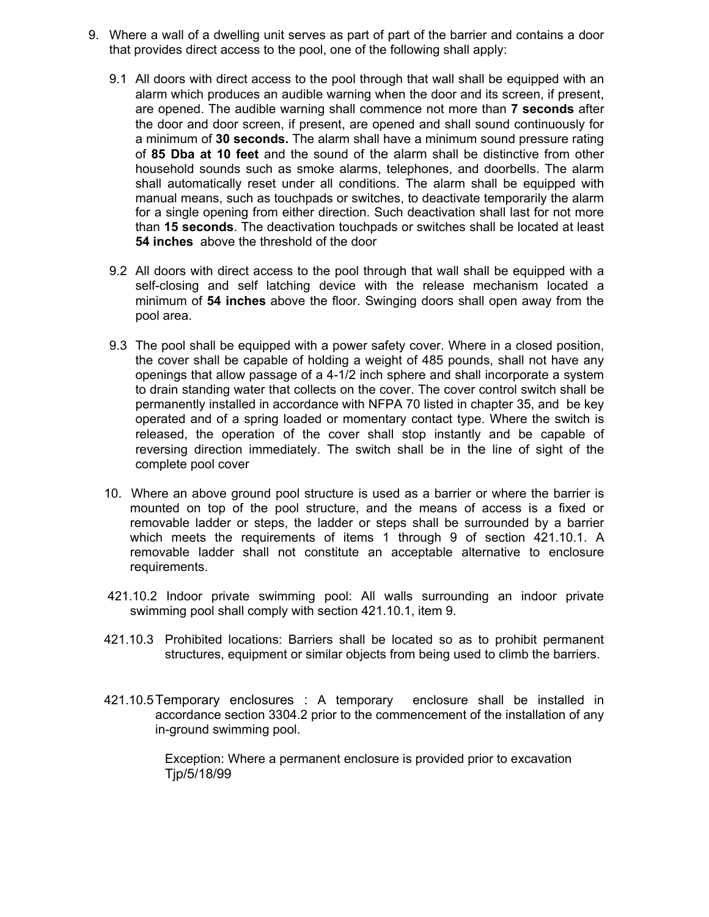9. Where a wall of a dwelling unit serves as part of part of the barrier and contains a door that provides direct access to the pool, one of the following shall apply:

   9.1 All doors with direct access to the pool through that wall shall be equipped with an alarm which produces an audible warning when the door and its screen, if present, are opened. The audible warning shall commence not more than **7 seconds** after the door and door screen, if present, are opened and shall sound continuously for a minimum of **30 seconds.** The alarm shall have a minimum sound pressure rating of **85 Dba at 10 feet** and the sound of the alarm shall be distinctive from other household sounds such as smoke alarms, telephones, and doorbells. The alarm shall automatically reset under all conditions. The alarm shall be equipped with manual means, such as touchpads or switches, to deactivate temporarily the alarm for a single opening from either direction. Such deactivation shall last for not more than **15 seconds**. The deactivation touchpads or switches shall be located at least **54 inches** above the threshold of the door

   9.2 All doors with direct access to the pool through that wall shall be equipped with a self-closing and self latching device with the release mechanism located a minimum of **54 inches** above the floor. Swinging doors shall open away from the pool area.

   9.3 The pool shall be equipped with a power safety cover. Where in a closed position, the cover shall be capable of holding a weight of 485 pounds, shall not have any openings that allow passage of a 4-1/2 inch sphere and shall incorporate a system to drain standing water that collects on the cover. The cover control switch shall be permanently installed in accordance with NFPA 70 listed in chapter 35, and be key operated and of a spring loaded or momentary contact type. Where the switch is released, the operation of the cover shall stop instantly and be capable of reversing direction immediately. The switch shall be in the line of sight of the complete pool cover

10. Where an above ground pool structure is used as a barrier or where the barrier is mounted on top of the pool structure, and the means of access is a fixed or removable ladder or steps, the ladder or steps shall be surrounded by a barrier which meets the requirements of items 1 through 9 of section 421.10.1. A removable ladder shall not constitute an acceptable alternative to enclosure requirements.

421.10.2 Indoor private swimming pool: All walls surrounding an indoor private swimming pool shall comply with section 421.10.1, item 9.

421.10.3 Prohibited locations: Barriers shall be located so as to prohibit permanent structures, equipment or similar objects from being used to climb the barriers.

421.10.5 Temporary enclosures : A temporary enclosure shall be installed in accordance section 3304.2 prior to the commencement of the installation of any in-ground swimming pool.

Exception: Where a permanent enclosure is provided prior to excavation
Tjp/5/18/99